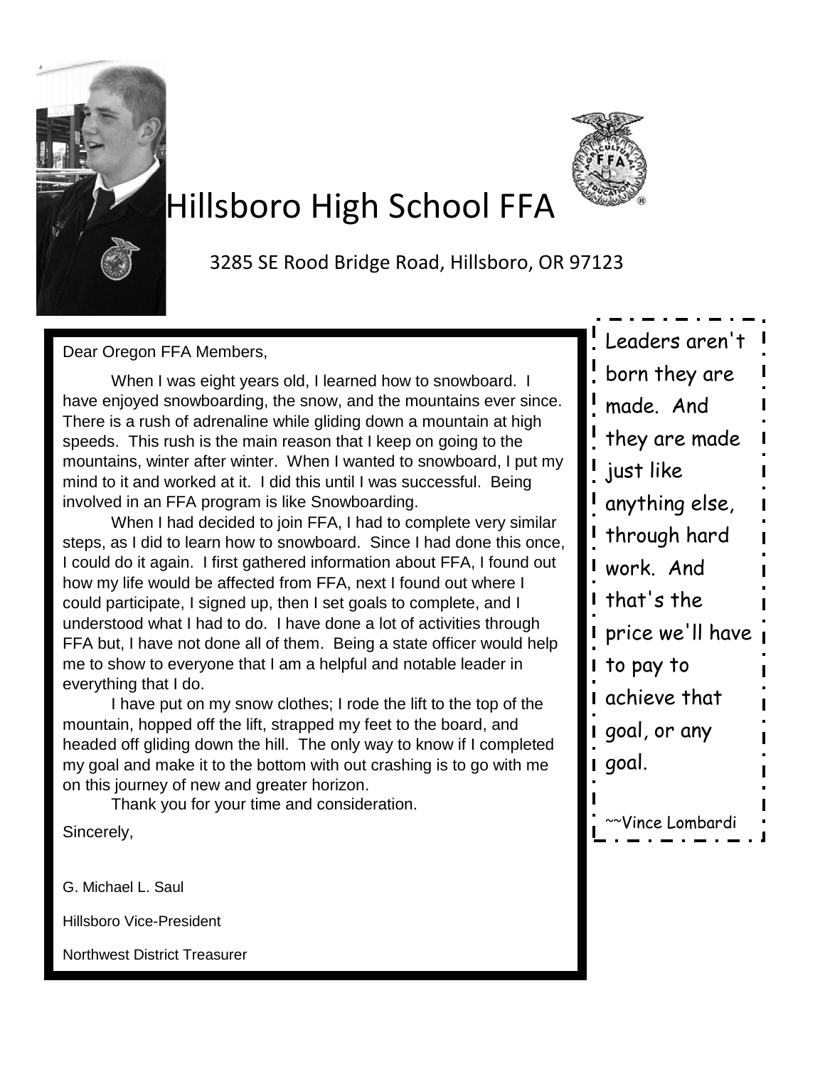# Hillsboro High School FFA

3285 SE Rood Bridge Road, Hillsboro, OR 97123

Dear Oregon FFA Members,

When I was eight years old, I learned how to snowboard. I have enjoyed snowboarding, the snow, and the mountains ever since. There is a rush of adrenaline while gliding down a mountain at high speeds. This rush is the main reason that I keep on going to the mountains, winter after winter. When I wanted to snowboard, I put my mind to it and worked at it. I did this until I was successful. Being involved in an FFA program is like Snowboarding.

When I had decided to join FFA, I had to complete very similar steps, as I did to learn how to snowboard. Since I had done this once, I could do it again. I first gathered information about FFA, I found out how my life would be affected from FFA, next I found out where I could participate, I signed up, then I set goals to complete, and I understood what I had to do. I have done a lot of activities through FFA but, I have not done all of them. Being a state officer would help me to show to everyone that I am a helpful and notable leader in everything that I do.

I have put on my snow clothes; I rode the lift to the top of the mountain, hopped off the lift, strapped my feet to the board, and headed off gliding down the hill. The only way to know if I completed my goal and make it to the bottom with out crashing is to go with me on this journey of new and greater horizon.

Thank you for your time and consideration.

Sincerely,

G. Michael L. Saul

Hillsboro Vice-President

Northwest District Treasurer

> Leaders aren't born they are made. And they are made just like anything else, through hard work. And that's the price we'll have to pay to achieve that goal, or any goal.
>
> ~~Vince Lombardi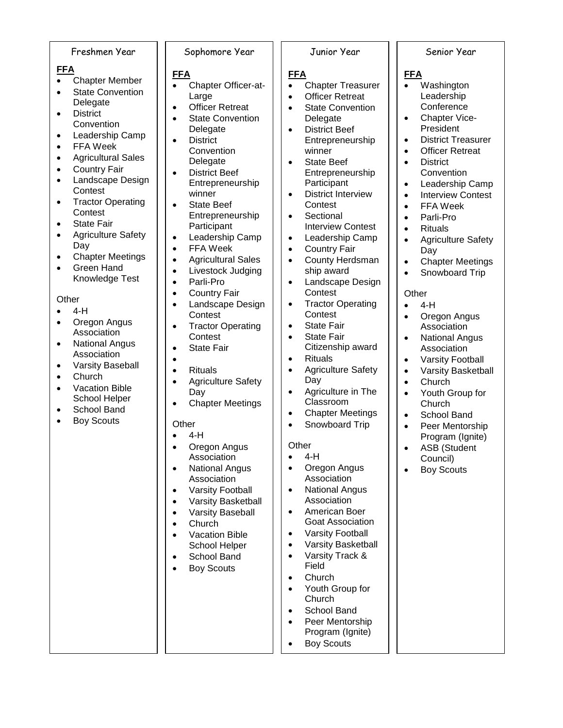## Freshmen Year

**FFA**

- Chapter Member
- State Convention Delegate
- District Convention
- Leadership Camp
- FFA Week
- Agricultural Sales
- Country Fair
- Landscape Design Contest
- Tractor Operating Contest
- State Fair
- Agriculture Safety Day
- Chapter Meetings
- Green Hand Knowledge Test

Other

- 4-H
- Oregon Angus Association
- National Angus Association
- Varsity Baseball
- Church
- Vacation Bible School Helper
- School Band
- Boy Scouts

## Sophomore Year

**FFA**

- Chapter Officer-at-Large
- Officer Retreat
- State Convention Delegate
- District Convention Delegate
- District Beef Entrepreneurship winner
- State Beef Entrepreneurship Participant
- Leadership Camp
- FFA Week
- Agricultural Sales
- Livestock Judging
- Parli-Pro
- Country Fair
- Landscape Design Contest
- Tractor Operating Contest
- State Fair
- 
- Rituals
- Agriculture Safety Day
- Chapter Meetings

Other

- 4-H
- Oregon Angus Association
- National Angus Association
- Varsity Football
- Varsity Basketball
- Varsity Baseball
- Church
- Vacation Bible School Helper
- School Band
- Boy Scouts

## Junior Year

**FFA**

- Chapter Treasurer
- Officer Retreat
- State Convention Delegate
- District Beef Entrepreneurship winner
- State Beef Entrepreneurship Participant
- District Interview Contest
- Sectional Interview Contest
- Leadership Camp
- Country Fair
- County Herdsman ship award
- Landscape Design Contest
- Tractor Operating Contest
- State Fair
- State Fair Citizenship award
- Rituals
- Agriculture Safety Day
- Agriculture in The Classroom
- Chapter Meetings
- Snowboard Trip

Other

- 4-H
- Oregon Angus Association
- National Angus Association
- American Boer Goat Association
- Varsity Football
- Varsity Basketball
- Varsity Track & Field
- Church
- Youth Group for Church
- School Band
- Peer Mentorship Program (Ignite)
- Boy Scouts

## Senior Year

**FFA**

- Washington Leadership Conference
- Chapter Vice-President
- District Treasurer
- Officer Retreat
- District Convention
- Leadership Camp
- Interview Contest
- FFA Week
- Parli-Pro
- Rituals
- Agriculture Safety Day
- Chapter Meetings
- Snowboard Trip

Other

- 4-H
- Oregon Angus Association
- National Angus Association
- Varsity Football
- Varsity Basketball
- Church
- Youth Group for Church
- School Band
- Peer Mentorship Program (Ignite)
- ASB (Student Council)
- Boy Scouts